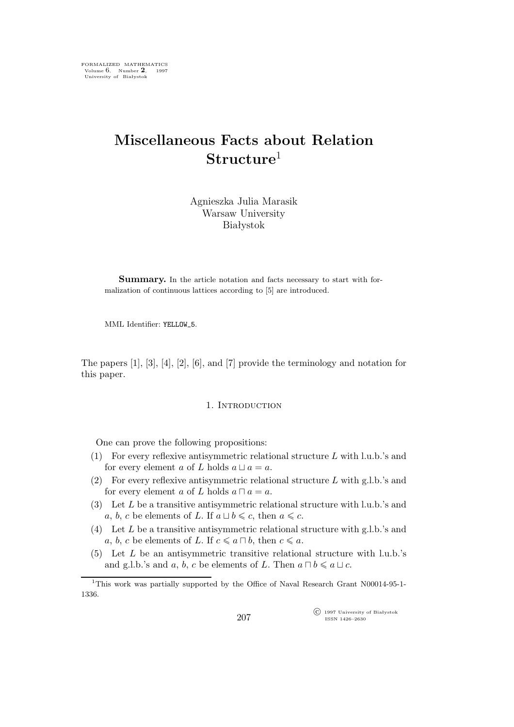# Miscellaneous Facts about Relation Structure[1]

Agnieszka Julia Marasik
Warsaw University
Białystok

**Summary.** In the article notation and facts necessary to start with formalization of continuous lattices according to [5] are introduced.

MML Identifier: YELLOW_5.

The papers [1], [3], [4], [2], [6], and [7] provide the terminology and notation for this paper.

## 1. Introduction

One can prove the following propositions:

(1) For every reflexive antisymmetric relational structure $L$ with l.u.b.'s and for every element $a$ of $L$ holds $a \sqcup a = a$.

(2) For every reflexive antisymmetric relational structure $L$ with g.l.b.'s and for every element $a$ of $L$ holds $a \sqcap a = a$.

(3) Let $L$ be a transitive antisymmetric relational structure with l.u.b.'s and $a$, $b$, $c$ be elements of $L$. If $a \sqcup b \leqslant c$, then $a \leqslant c$.

(4) Let $L$ be a transitive antisymmetric relational structure with g.l.b.'s and $a$, $b$, $c$ be elements of $L$. If $c \leqslant a \sqcap b$, then $c \leqslant a$.

(5) Let $L$ be an antisymmetric transitive relational structure with l.u.b.'s and g.l.b.'s and $a$, $b$, $c$ be elements of $L$. Then $a \sqcap b \leqslant a \sqcup c$.

[1] This work was partially supported by the Office of Naval Research Grant N00014-95-1-1336.

© 1997 University of Białystok
ISSN 1426–2630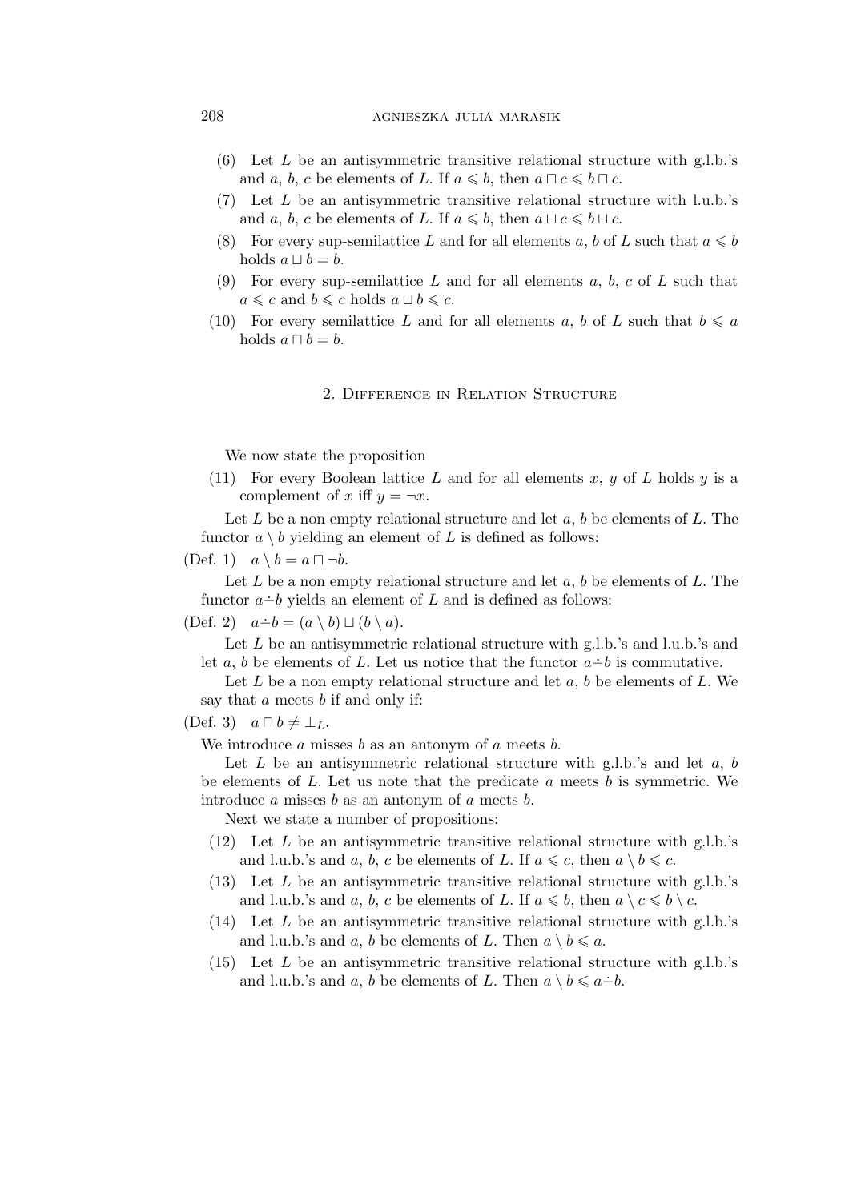(6) Let $L$ be an antisymmetric transitive relational structure with g.l.b.'s and $a$, $b$, $c$ be elements of $L$. If $a \leqslant b$, then $a \sqcap c \leqslant b \sqcap c$.

(7) Let $L$ be an antisymmetric transitive relational structure with l.u.b.'s and $a$, $b$, $c$ be elements of $L$. If $a \leqslant b$, then $a \sqcup c \leqslant b \sqcup c$.

(8) For every sup-semilattice $L$ and for all elements $a$, $b$ of $L$ such that $a \leqslant b$ holds $a \sqcup b = b$.

(9) For every sup-semilattice $L$ and for all elements $a$, $b$, $c$ of $L$ such that $a \leqslant c$ and $b \leqslant c$ holds $a \sqcup b \leqslant c$.

(10) For every semilattice $L$ and for all elements $a$, $b$ of $L$ such that $b \leqslant a$ holds $a \sqcap b = b$.

## 2. Difference in Relation Structure

We now state the proposition

(11) For every Boolean lattice $L$ and for all elements $x$, $y$ of $L$ holds $y$ is a complement of $x$ iff $y = \neg x$.

Let $L$ be a non empty relational structure and let $a$, $b$ be elements of $L$. The functor $a \setminus b$ yielding an element of $L$ is defined as follows:

(Def. 1) $a \setminus b = a \sqcap \neg b$.

Let $L$ be a non empty relational structure and let $a$, $b$ be elements of $L$. The functor $a \dot{-} b$ yields an element of $L$ and is defined as follows:

(Def. 2) $a \dot{-} b = (a \setminus b) \sqcup (b \setminus a)$.

Let $L$ be an antisymmetric relational structure with g.l.b.'s and l.u.b.'s and let $a$, $b$ be elements of $L$. Let us notice that the functor $a \dot{-} b$ is commutative.

Let $L$ be a non empty relational structure and let $a$, $b$ be elements of $L$. We say that $a$ meets $b$ if and only if:

(Def. 3) $a \sqcap b \neq \bot_L$.

We introduce $a$ misses $b$ as an antonym of $a$ meets $b$.

Let $L$ be an antisymmetric relational structure with g.l.b.'s and let $a$, $b$ be elements of $L$. Let us note that the predicate $a$ meets $b$ is symmetric. We introduce $a$ misses $b$ as an antonym of $a$ meets $b$.

Next we state a number of propositions:

(12) Let $L$ be an antisymmetric transitive relational structure with g.l.b.'s and l.u.b.'s and $a$, $b$, $c$ be elements of $L$. If $a \leqslant c$, then $a \setminus b \leqslant c$.

(13) Let $L$ be an antisymmetric transitive relational structure with g.l.b.'s and l.u.b.'s and $a$, $b$, $c$ be elements of $L$. If $a \leqslant b$, then $a \setminus c \leqslant b \setminus c$.

(14) Let $L$ be an antisymmetric transitive relational structure with g.l.b.'s and l.u.b.'s and $a$, $b$ be elements of $L$. Then $a \setminus b \leqslant a$.

(15) Let $L$ be an antisymmetric transitive relational structure with g.l.b.'s and l.u.b.'s and $a$, $b$ be elements of $L$. Then $a \setminus b \leqslant a \dot{-} b$.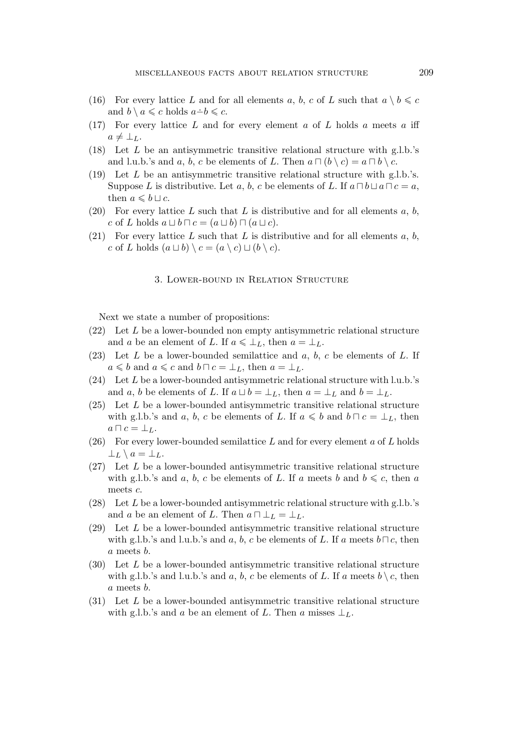(16) For every lattice $L$ and for all elements $a$, $b$, $c$ of $L$ such that $a \setminus b \leqslant c$ and $b \setminus a \leqslant c$ holds $a \dot{-} b \leqslant c$.

(17) For every lattice $L$ and for every element $a$ of $L$ holds $a$ meets $a$ iff $a \neq \bot_L$.

(18) Let $L$ be an antisymmetric transitive relational structure with g.l.b.'s and l.u.b.'s and $a$, $b$, $c$ be elements of $L$. Then $a \sqcap (b \setminus c) = a \sqcap b \setminus c$.

(19) Let $L$ be an antisymmetric transitive relational structure with g.l.b.'s. Suppose $L$ is distributive. Let $a$, $b$, $c$ be elements of $L$. If $a \sqcap b \sqcup a \sqcap c = a$, then $a \leqslant b \sqcup c$.

(20) For every lattice $L$ such that $L$ is distributive and for all elements $a$, $b$, $c$ of $L$ holds $a \sqcup b \sqcap c = (a \sqcup b) \sqcap (a \sqcup c)$.

(21) For every lattice $L$ such that $L$ is distributive and for all elements $a$, $b$, $c$ of $L$ holds $(a \sqcup b) \setminus c = (a \setminus c) \sqcup (b \setminus c)$.

## 3. Lower-bound in Relation Structure

Next we state a number of propositions:

(22) Let $L$ be a lower-bounded non empty antisymmetric relational structure and $a$ be an element of $L$. If $a \leqslant \bot_L$, then $a = \bot_L$.

(23) Let $L$ be a lower-bounded semilattice and $a$, $b$, $c$ be elements of $L$. If $a \leqslant b$ and $a \leqslant c$ and $b \sqcap c = \bot_L$, then $a = \bot_L$.

(24) Let $L$ be a lower-bounded antisymmetric relational structure with l.u.b.'s and $a$, $b$ be elements of $L$. If $a \sqcup b = \bot_L$, then $a = \bot_L$ and $b = \bot_L$.

(25) Let $L$ be a lower-bounded antisymmetric transitive relational structure with g.l.b.'s and $a$, $b$, $c$ be elements of $L$. If $a \leqslant b$ and $b \sqcap c = \bot_L$, then $a \sqcap c = \bot_L$.

(26) For every lower-bounded semilattice $L$ and for every element $a$ of $L$ holds $\bot_L \setminus a = \bot_L$.

(27) Let $L$ be a lower-bounded antisymmetric transitive relational structure with g.l.b.'s and $a$, $b$, $c$ be elements of $L$. If $a$ meets $b$ and $b \leqslant c$, then $a$ meets $c$.

(28) Let $L$ be a lower-bounded antisymmetric relational structure with g.l.b.'s and $a$ be an element of $L$. Then $a \sqcap \bot_L = \bot_L$.

(29) Let $L$ be a lower-bounded antisymmetric transitive relational structure with g.l.b.'s and l.u.b.'s and $a$, $b$, $c$ be elements of $L$. If $a$ meets $b \sqcap c$, then $a$ meets $b$.

(30) Let $L$ be a lower-bounded antisymmetric transitive relational structure with g.l.b.'s and l.u.b.'s and $a$, $b$, $c$ be elements of $L$. If $a$ meets $b \setminus c$, then $a$ meets $b$.

(31) Let $L$ be a lower-bounded antisymmetric transitive relational structure with g.l.b.'s and $a$ be an element of $L$. Then $a$ misses $\bot_L$.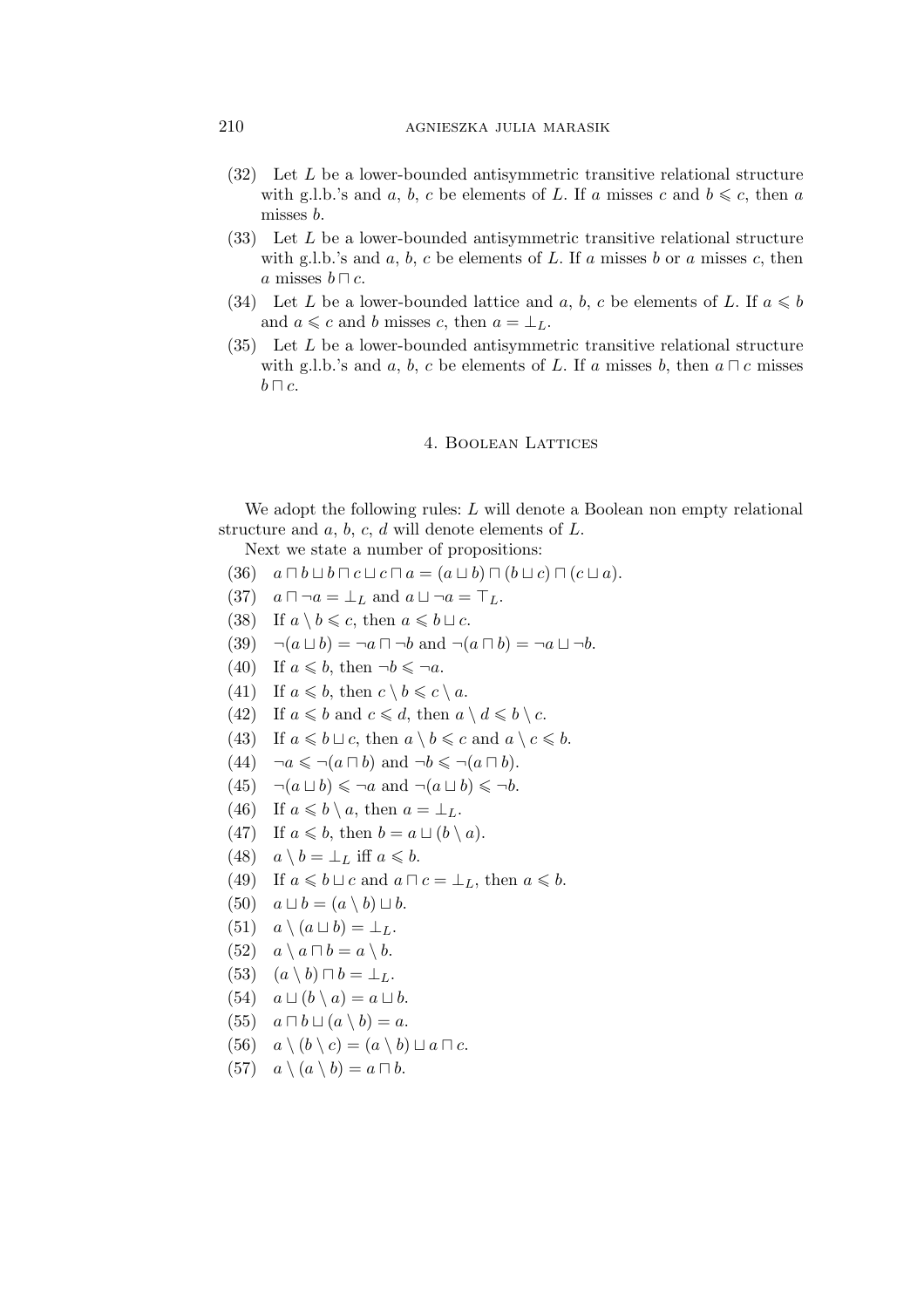(32) Let $L$ be a lower-bounded antisymmetric transitive relational structure with g.l.b.'s and $a$, $b$, $c$ be elements of $L$. If $a$ misses $c$ and $b \leqslant c$, then $a$ misses $b$.

(33) Let $L$ be a lower-bounded antisymmetric transitive relational structure with g.l.b.'s and $a$, $b$, $c$ be elements of $L$. If $a$ misses $b$ or $a$ misses $c$, then $a$ misses $b \sqcap c$.

(34) Let $L$ be a lower-bounded lattice and $a$, $b$, $c$ be elements of $L$. If $a \leqslant b$ and $a \leqslant c$ and $b$ misses $c$, then $a = \perp_L$.

(35) Let $L$ be a lower-bounded antisymmetric transitive relational structure with g.l.b.'s and $a$, $b$, $c$ be elements of $L$. If $a$ misses $b$, then $a \sqcap c$ misses $b \sqcap c$.

## 4. Boolean Lattices

We adopt the following rules: $L$ will denote a Boolean non empty relational structure and $a$, $b$, $c$, $d$ will denote elements of $L$.

Next we state a number of propositions:

(36) $a \sqcap b \sqcup b \sqcap c \sqcup c \sqcap a = (a \sqcup b) \sqcap (b \sqcup c) \sqcap (c \sqcup a)$.

(37) $a \sqcap \neg a = \perp_L$ and $a \sqcup \neg a = \top_L$.

(38) If $a \setminus b \leqslant c$, then $a \leqslant b \sqcup c$.

(39) $\neg(a \sqcup b) = \neg a \sqcap \neg b$ and $\neg(a \sqcap b) = \neg a \sqcup \neg b$.

(40) If $a \leqslant b$, then $\neg b \leqslant \neg a$.

(41) If $a \leqslant b$, then $c \setminus b \leqslant c \setminus a$.

(42) If $a \leqslant b$ and $c \leqslant d$, then $a \setminus d \leqslant b \setminus c$.

(43) If $a \leqslant b \sqcup c$, then $a \setminus b \leqslant c$ and $a \setminus c \leqslant b$.

(44) $\neg a \leqslant \neg(a \sqcap b)$ and $\neg b \leqslant \neg(a \sqcap b)$.

(45) $\neg(a \sqcup b) \leqslant \neg a$ and $\neg(a \sqcup b) \leqslant \neg b$.

(46) If $a \leqslant b \setminus a$, then $a = \perp_L$.

(47) If $a \leqslant b$, then $b = a \sqcup (b \setminus a)$.

(48) $a \setminus b = \perp_L$ iff $a \leqslant b$.

(49) If $a \leqslant b \sqcup c$ and $a \sqcap c = \perp_L$, then $a \leqslant b$.

(50) $a \sqcup b = (a \setminus b) \sqcup b$.

(51) $a \setminus (a \sqcup b) = \perp_L$.

(52) $a \setminus a \sqcap b = a \setminus b$.

(53) $(a \setminus b) \sqcap b = \perp_L$.

(54) $a \sqcup (b \setminus a) = a \sqcup b$.

(55) $a \sqcap b \sqcup (a \setminus b) = a$.

(56) $a \setminus (b \setminus c) = (a \setminus b) \sqcup a \sqcap c$.

(57) $a \setminus (a \setminus b) = a \sqcap b$.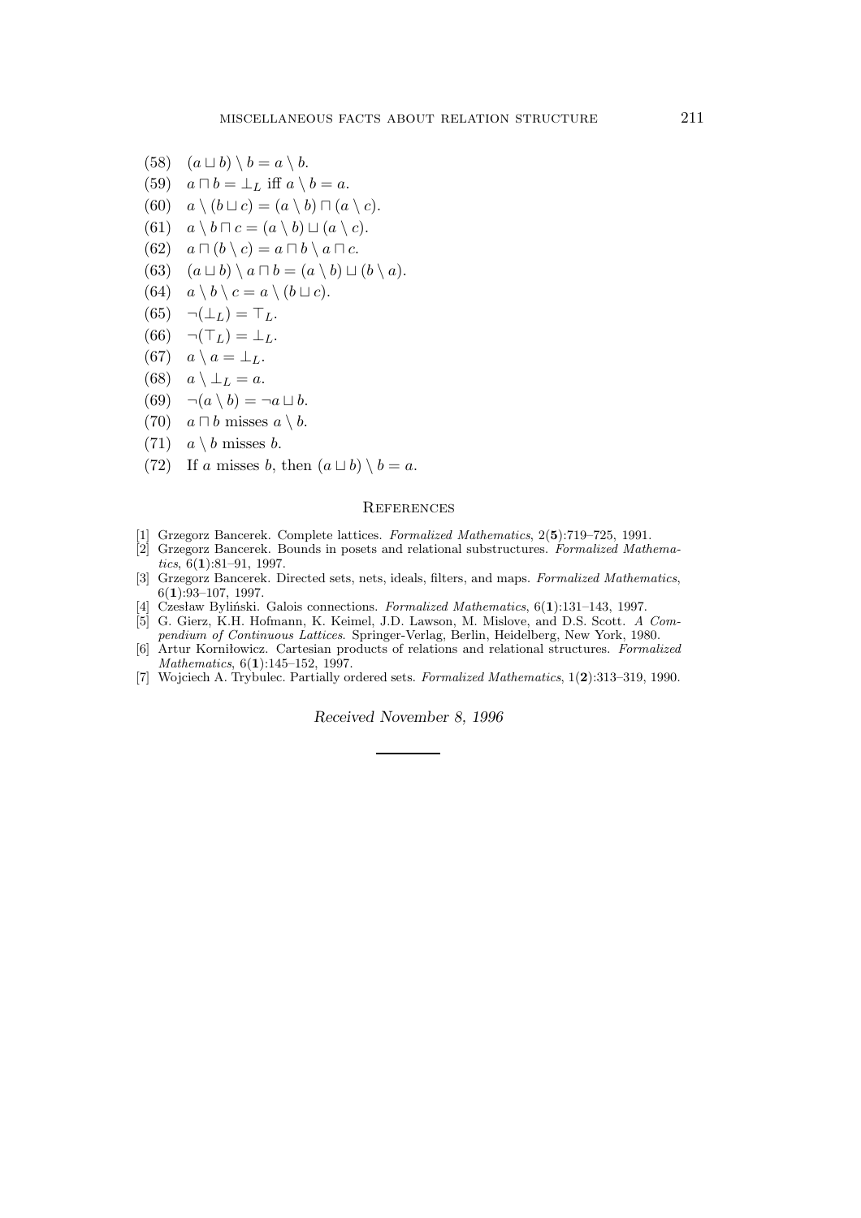(58) $(a \sqcup b) \setminus b = a \setminus b$.

(59) $a \sqcap b = \bot_L$ iff $a \setminus b = a$.

(60) $a \setminus (b \sqcup c) = (a \setminus b) \sqcap (a \setminus c)$.

(61) $a \setminus b \sqcap c = (a \setminus b) \sqcup (a \setminus c)$.

(62) $a \sqcap (b \setminus c) = a \sqcap b \setminus a \sqcap c$.

(63) $(a \sqcup b) \setminus a \sqcap b = (a \setminus b) \sqcup (b \setminus a)$.

(64) $a \setminus b \setminus c = a \setminus (b \sqcup c)$.

(65) $\neg(\bot_L) = \top_L$.

(66) $\neg(\top_L) = \bot_L$.

(67) $a \setminus a = \bot_L$.

(68) $a \setminus \bot_L = a$.

(69) $\neg(a \setminus b) = \neg a \sqcup b$.

(70) $a \sqcap b$ misses $a \setminus b$.

(71) $a \setminus b$ misses $b$.

(72) If $a$ misses $b$, then $(a \sqcup b) \setminus b = a$.

## References

[1] Grzegorz Bancerek. Complete lattices. *Formalized Mathematics*, 2(**5**):719–725, 1991.

[2] Grzegorz Bancerek. Bounds in posets and relational substructures. *Formalized Mathematics*, 6(**1**):81–91, 1997.

[3] Grzegorz Bancerek. Directed sets, nets, ideals, filters, and maps. *Formalized Mathematics*, 6(**1**):93–107, 1997.

[4] Czesław Byliński. Galois connections. *Formalized Mathematics*, 6(**1**):131–143, 1997.

[5] G. Gierz, K.H. Hofmann, K. Keimel, J.D. Lawson, M. Mislove, and D.S. Scott. *A Compendium of Continuous Lattices*. Springer-Verlag, Berlin, Heidelberg, New York, 1980.

[6] Artur Korniłowicz. Cartesian products of relations and relational structures. *Formalized Mathematics*, 6(**1**):145–152, 1997.

[7] Wojciech A. Trybulec. Partially ordered sets. *Formalized Mathematics*, 1(**2**):313–319, 1990.

*Received November 8, 1996*